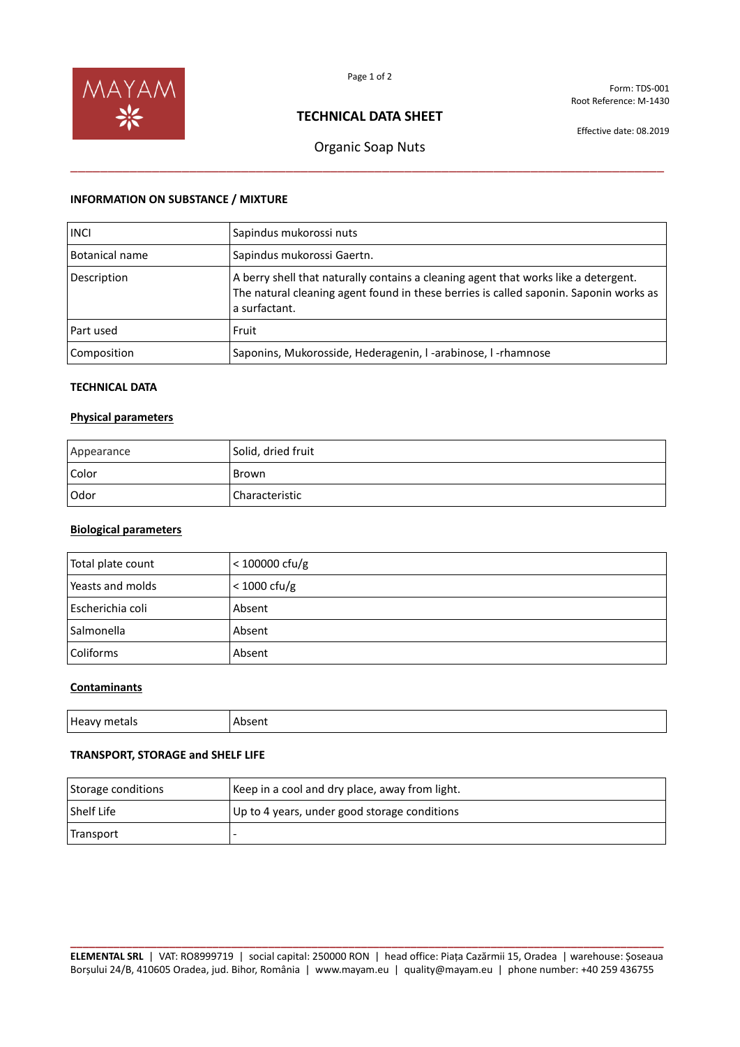Form: TDS-001
Root Reference: M-1430

# TECHNICAL DATA SHEET

Effective date: 08.2019

## Organic Soap Nuts

### INFORMATION ON SUBSTANCE / MIXTURE

| | |
|---|---|
| INCI | Sapindus mukorossi nuts |
| Botanical name | Sapindus mukorossi Gaertn. |
| Description | A berry shell that naturally contains a cleaning agent that works like a detergent. The natural cleaning agent found in these berries is called saponin. Saponin works as a surfactant. |
| Part used | Fruit |
| Composition | Saponins, Mukorosside, Hederagenin, l -arabinose, l -rhamnose |

### TECHNICAL DATA

#### Physical parameters

| | |
|---|---|
| Appearance | Solid, dried fruit |
| Color | Brown |
| Odor | Characteristic |

#### Biological parameters

| | |
|---|---|
| Total plate count | < 100000 cfu/g |
| Yeasts and molds | < 1000 cfu/g |
| Escherichia coli | Absent |
| Salmonella | Absent |
| Coliforms | Absent |

#### Contaminants

| | |
|---|---|
| Heavy metals | Absent |

### TRANSPORT, STORAGE and SHELF LIFE

| | |
|---|---|
| Storage conditions | Keep in a cool and dry place, away from light. |
| Shelf Life | Up to 4 years, under good storage conditions |
| Transport | - |

**ELEMENTAL SRL** | VAT: RO8999719 | social capital: 250000 RON | head office: Piața Cazărmii 15, Oradea | warehouse: Șoseaua Borșului 24/B, 410605 Oradea, jud. Bihor, România | www.mayam.eu | quality@mayam.eu | phone number: +40 259 436755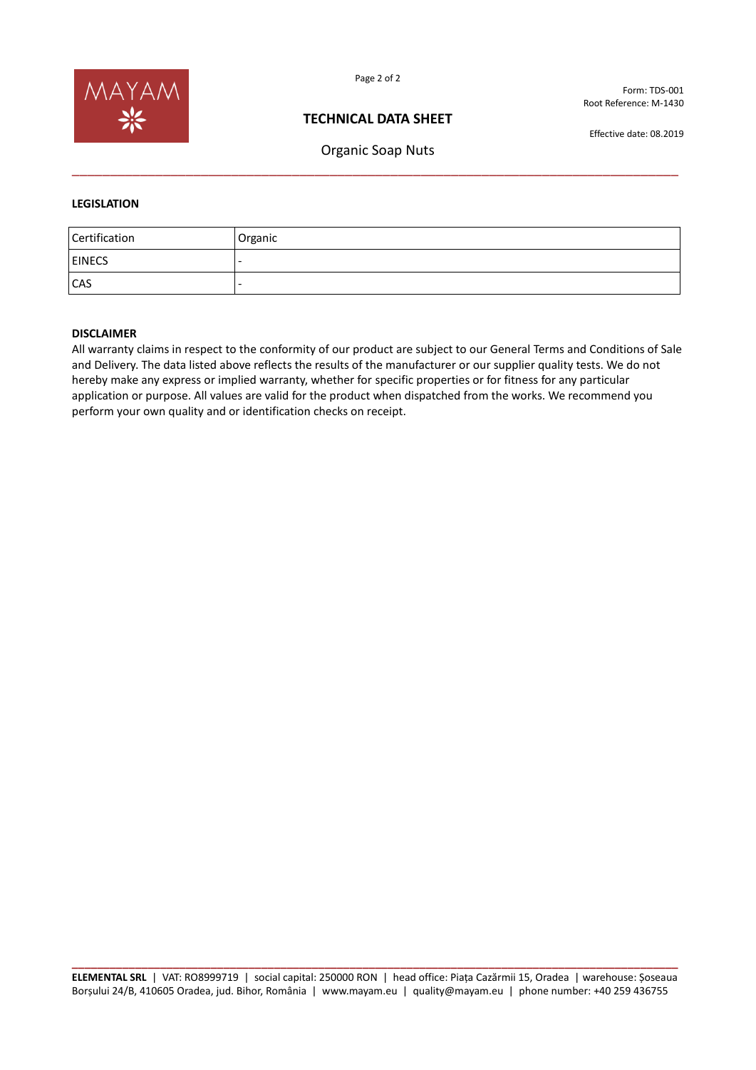## LEGISLATION

| | |
|---|---|
| Certification | Organic |
| EINECS | - |
| CAS | - |

## DISCLAIMER

All warranty claims in respect to the conformity of our product are subject to our General Terms and Conditions of Sale and Delivery. The data listed above reflects the results of the manufacturer or our supplier quality tests. We do not hereby make any express or implied warranty, whether for specific properties or for fitness for any particular application or purpose. All values are valid for the product when dispatched from the works. We recommend you perform your own quality and or identification checks on receipt.